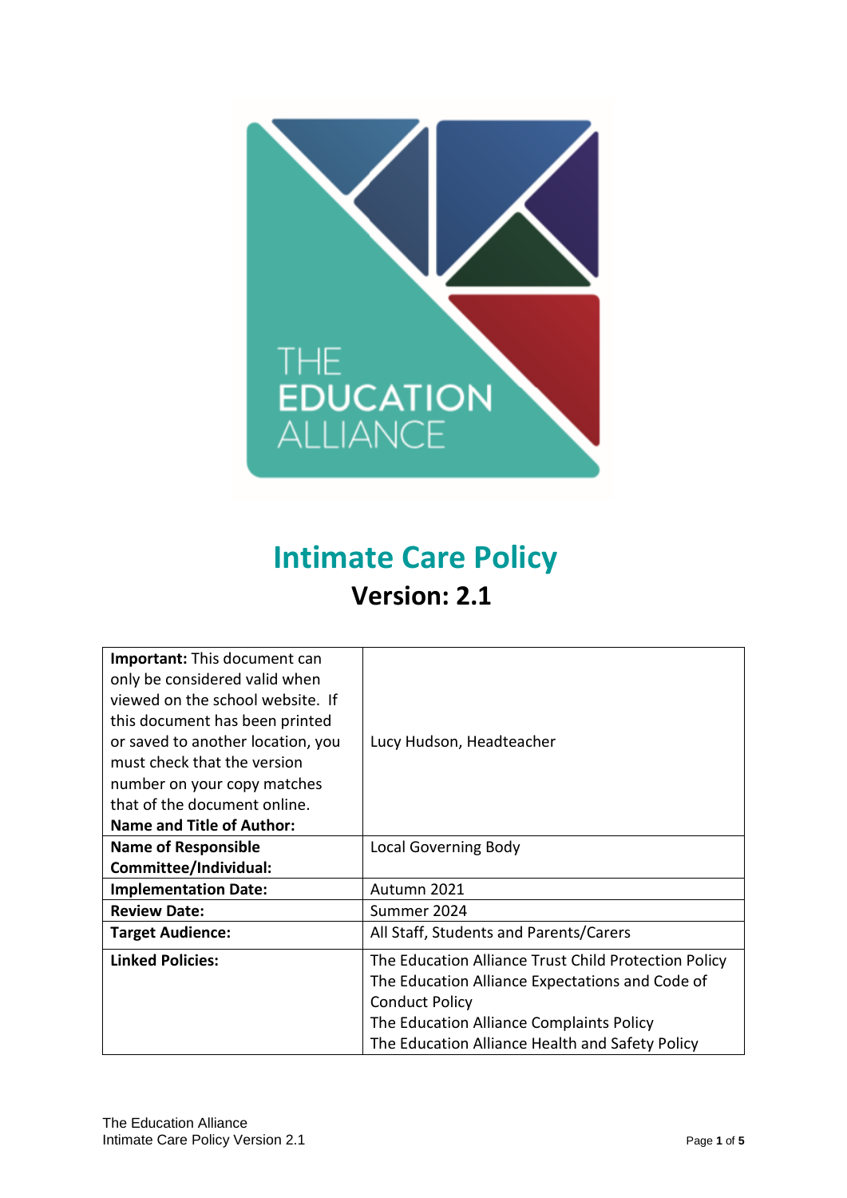THE EDUCATION ALLIANCE

# Intimate Care Policy

## Version: 2.1

| **Important:** This document can only be considered valid when viewed on the school website. If this document has been printed or saved to another location, you must check that the version number on your copy matches that of the document online. **Name and Title of Author:** | Lucy Hudson, Headteacher |
|---|---|
| **Name of Responsible Committee/Individual:** | Local Governing Body |
| **Implementation Date:** | Autumn 2021 |
| **Review Date:** | Summer 2024 |
| **Target Audience:** | All Staff, Students and Parents/Carers |
| **Linked Policies:** | The Education Alliance Trust Child Protection Policy<br>The Education Alliance Expectations and Code of Conduct Policy<br>The Education Alliance Complaints Policy<br>The Education Alliance Health and Safety Policy |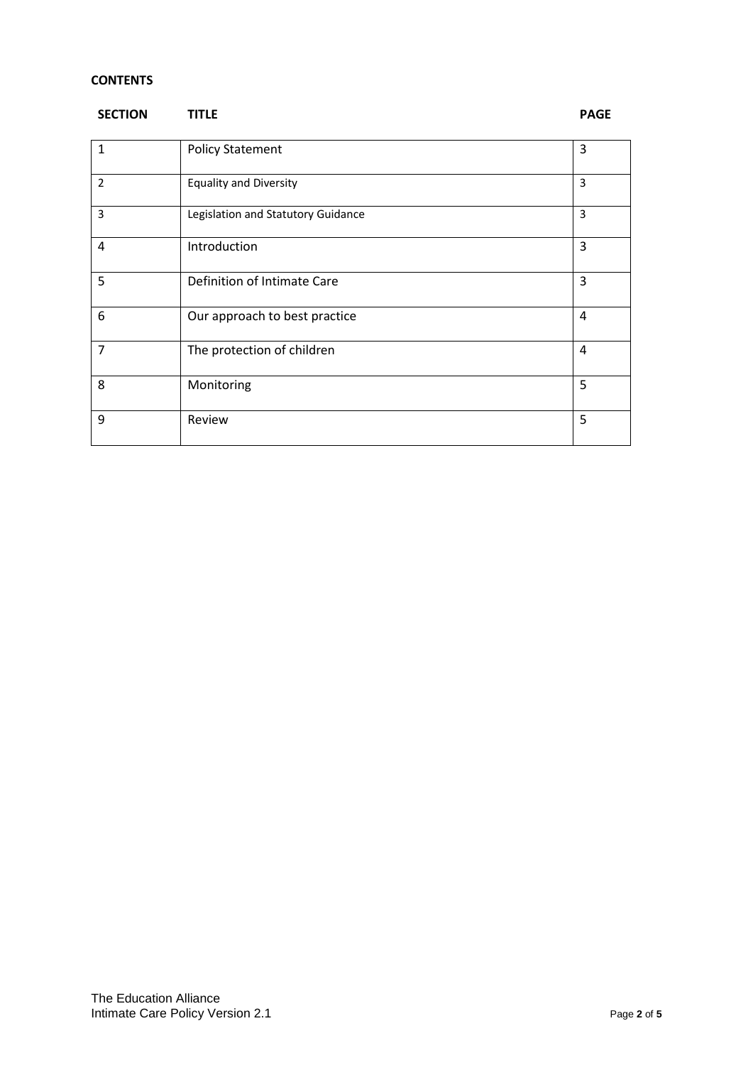**CONTENTS**

| SECTION | TITLE | PAGE |
|---|---|---|
| 1 | Policy Statement | 3 |
| 2 | Equality and Diversity | 3 |
| 3 | Legislation and Statutory Guidance | 3 |
| 4 | Introduction | 3 |
| 5 | Definition of Intimate Care | 3 |
| 6 | Our approach to best practice | 4 |
| 7 | The protection of children | 4 |
| 8 | Monitoring | 5 |
| 9 | Review | 5 |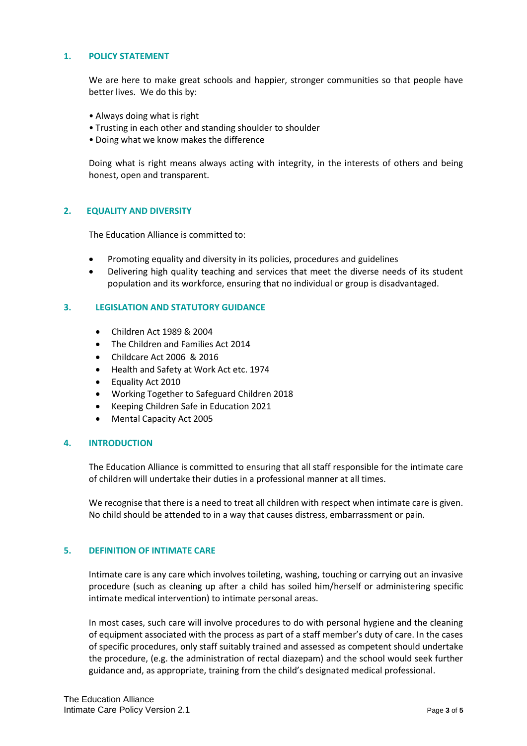## 1. POLICY STATEMENT

We are here to make great schools and happier, stronger communities so that people have better lives. We do this by:

- Always doing what is right
- Trusting in each other and standing shoulder to shoulder
- Doing what we know makes the difference

Doing what is right means always acting with integrity, in the interests of others and being honest, open and transparent.

## 2. EQUALITY AND DIVERSITY

The Education Alliance is committed to:

- Promoting equality and diversity in its policies, procedures and guidelines
- Delivering high quality teaching and services that meet the diverse needs of its student population and its workforce, ensuring that no individual or group is disadvantaged.

## 3. LEGISLATION AND STATUTORY GUIDANCE

- Children Act 1989 & 2004
- The Children and Families Act 2014
- Childcare Act 2006 & 2016
- Health and Safety at Work Act etc. 1974
- Equality Act 2010
- Working Together to Safeguard Children 2018
- Keeping Children Safe in Education 2021
- Mental Capacity Act 2005

## 4. INTRODUCTION

The Education Alliance is committed to ensuring that all staff responsible for the intimate care of children will undertake their duties in a professional manner at all times.

We recognise that there is a need to treat all children with respect when intimate care is given. No child should be attended to in a way that causes distress, embarrassment or pain.

## 5. DEFINITION OF INTIMATE CARE

Intimate care is any care which involves toileting, washing, touching or carrying out an invasive procedure (such as cleaning up after a child has soiled him/herself or administering specific intimate medical intervention) to intimate personal areas.

In most cases, such care will involve procedures to do with personal hygiene and the cleaning of equipment associated with the process as part of a staff member's duty of care. In the cases of specific procedures, only staff suitably trained and assessed as competent should undertake the procedure, (e.g. the administration of rectal diazepam) and the school would seek further guidance and, as appropriate, training from the child's designated medical professional.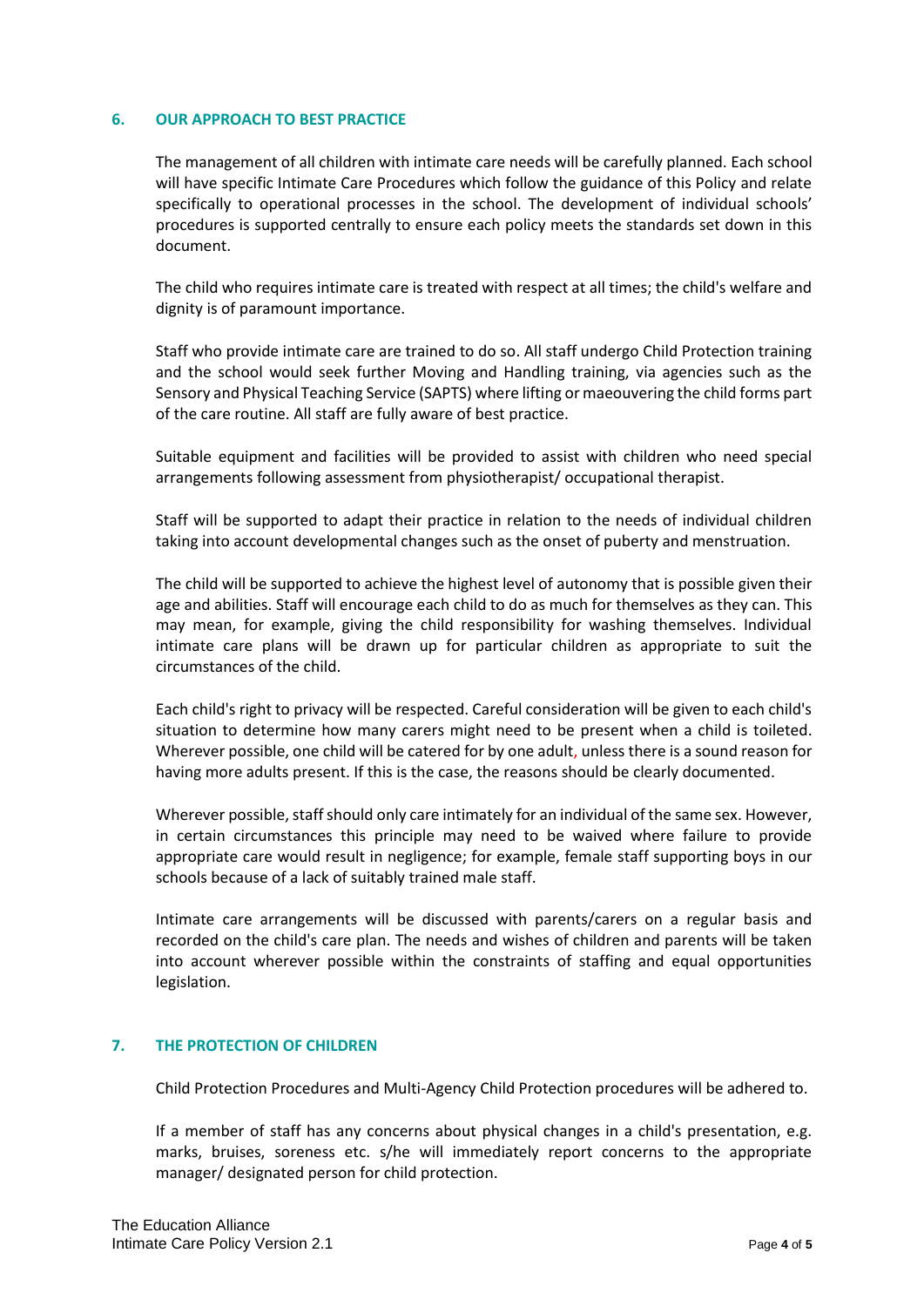## 6. OUR APPROACH TO BEST PRACTICE

The management of all children with intimate care needs will be carefully planned. Each school will have specific Intimate Care Procedures which follow the guidance of this Policy and relate specifically to operational processes in the school. The development of individual schools' procedures is supported centrally to ensure each policy meets the standards set down in this document.

The child who requires intimate care is treated with respect at all times; the child's welfare and dignity is of paramount importance.

Staff who provide intimate care are trained to do so. All staff undergo Child Protection training and the school would seek further Moving and Handling training, via agencies such as the Sensory and Physical Teaching Service (SAPTS) where lifting or maeouvering the child forms part of the care routine. All staff are fully aware of best practice.

Suitable equipment and facilities will be provided to assist with children who need special arrangements following assessment from physiotherapist/ occupational therapist.

Staff will be supported to adapt their practice in relation to the needs of individual children taking into account developmental changes such as the onset of puberty and menstruation.

The child will be supported to achieve the highest level of autonomy that is possible given their age and abilities. Staff will encourage each child to do as much for themselves as they can. This may mean, for example, giving the child responsibility for washing themselves. Individual intimate care plans will be drawn up for particular children as appropriate to suit the circumstances of the child.

Each child's right to privacy will be respected. Careful consideration will be given to each child's situation to determine how many carers might need to be present when a child is toileted. Wherever possible, one child will be catered for by one adult, unless there is a sound reason for having more adults present. If this is the case, the reasons should be clearly documented.

Wherever possible, staff should only care intimately for an individual of the same sex. However, in certain circumstances this principle may need to be waived where failure to provide appropriate care would result in negligence; for example, female staff supporting boys in our schools because of a lack of suitably trained male staff.

Intimate care arrangements will be discussed with parents/carers on a regular basis and recorded on the child's care plan. The needs and wishes of children and parents will be taken into account wherever possible within the constraints of staffing and equal opportunities legislation.

## 7. THE PROTECTION OF CHILDREN

Child Protection Procedures and Multi-Agency Child Protection procedures will be adhered to.

If a member of staff has any concerns about physical changes in a child's presentation, e.g. marks, bruises, soreness etc. s/he will immediately report concerns to the appropriate manager/ designated person for child protection.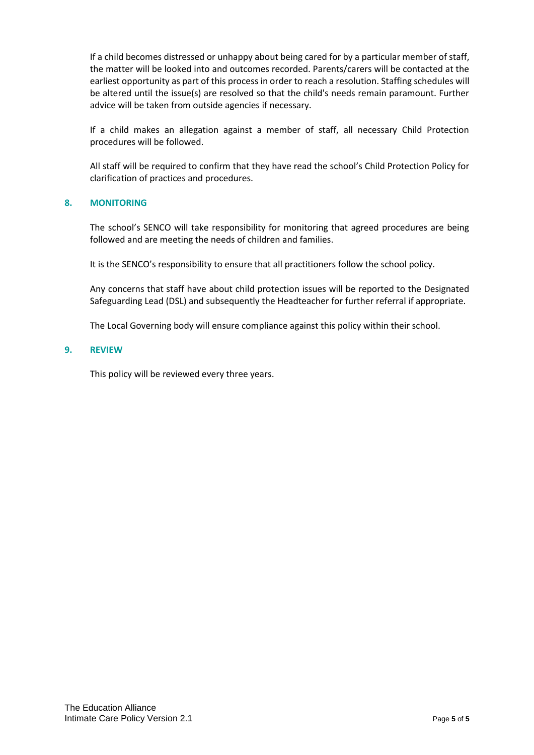If a child becomes distressed or unhappy about being cared for by a particular member of staff, the matter will be looked into and outcomes recorded. Parents/carers will be contacted at the earliest opportunity as part of this process in order to reach a resolution. Staffing schedules will be altered until the issue(s) are resolved so that the child's needs remain paramount. Further advice will be taken from outside agencies if necessary.

If a child makes an allegation against a member of staff, all necessary Child Protection procedures will be followed.

All staff will be required to confirm that they have read the school's Child Protection Policy for clarification of practices and procedures.

## 8. MONITORING

The school's SENCO will take responsibility for monitoring that agreed procedures are being followed and are meeting the needs of children and families.

It is the SENCO's responsibility to ensure that all practitioners follow the school policy.

Any concerns that staff have about child protection issues will be reported to the Designated Safeguarding Lead (DSL) and subsequently the Headteacher for further referral if appropriate.

The Local Governing body will ensure compliance against this policy within their school.

## 9. REVIEW

This policy will be reviewed every three years.